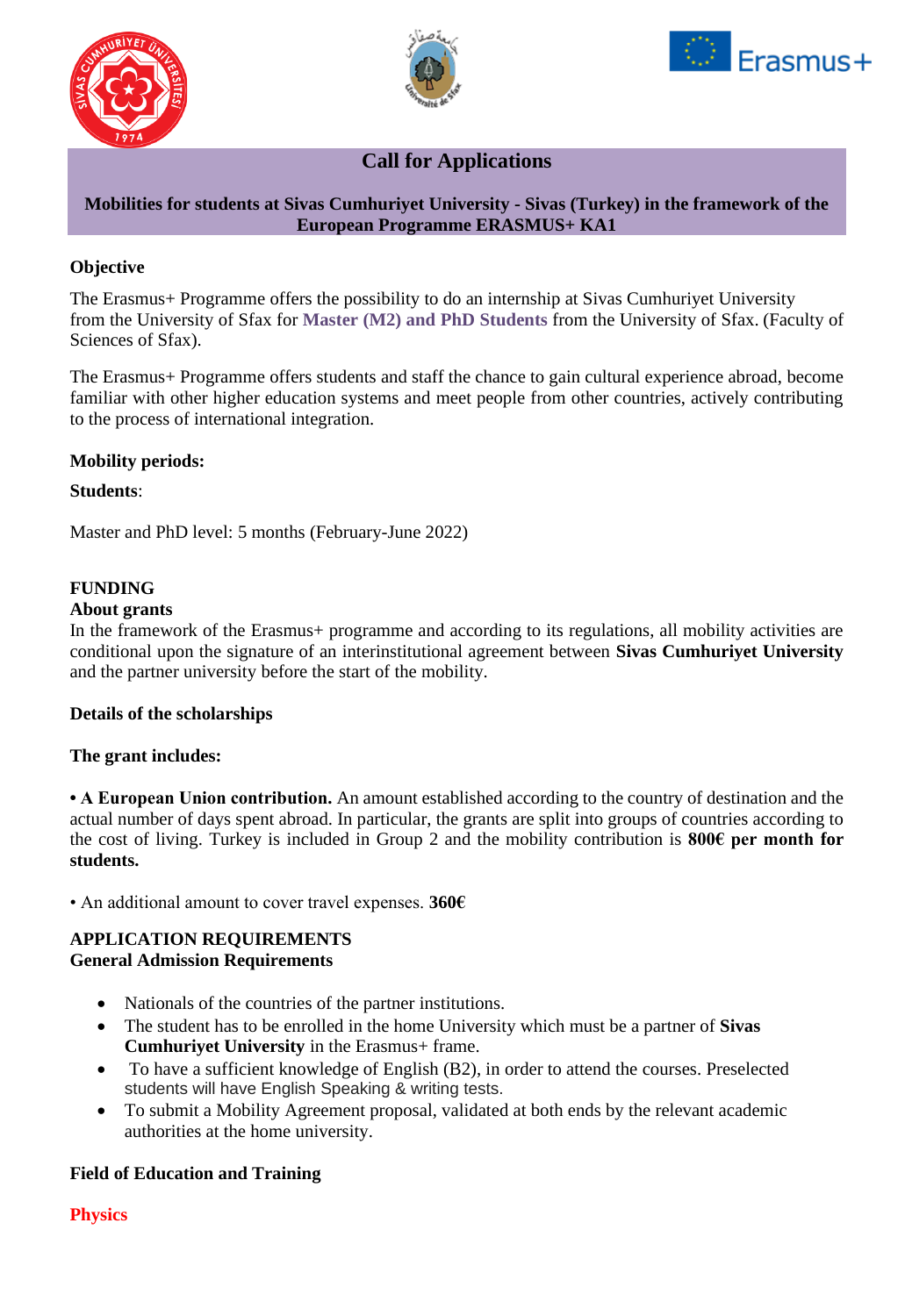# Call for Applications

**Mobilities for students at Sivas Cumhuriyet University - Sivas (Turkey) in the framework of the European Programme ERASMUS+ KA1**

## Objective

The Erasmus+ Programme offers the possibility to do an internship at Sivas Cumhuriyet University from the University of Sfax for **Master (M2) and PhD Students** from the University of Sfax. (Faculty of Sciences of Sfax).

The Erasmus+ Programme offers students and staff the chance to gain cultural experience abroad, become familiar with other higher education systems and meet people from other countries, actively contributing to the process of international integration.

## Mobility periods:

**Students**:

Master and PhD level: 5 months (February-June 2022)

## FUNDING

### About grants

In the framework of the Erasmus+ programme and according to its regulations, all mobility activities are conditional upon the signature of an interinstitutional agreement between **Sivas Cumhuriyet University** and the partner university before the start of the mobility.

### Details of the scholarships

**The grant includes:**

**• A European Union contribution.** An amount established according to the country of destination and the actual number of days spent abroad. In particular, the grants are split into groups of countries according to the cost of living. Turkey is included in Group 2 and the mobility contribution is **800€ per month for students.**

• An additional amount to cover travel expenses. **360€**

## APPLICATION REQUIREMENTS

### General Admission Requirements

- Nationals of the countries of the partner institutions.
- The student has to be enrolled in the home University which must be a partner of **Sivas Cumhuriyet University** in the Erasmus+ frame.
- To have a sufficient knowledge of English (B2), in order to attend the courses. Preselected students will have English Speaking & writing tests.
- To submit a Mobility Agreement proposal, validated at both ends by the relevant academic authorities at the home university.

### Field of Education and Training

**Physics**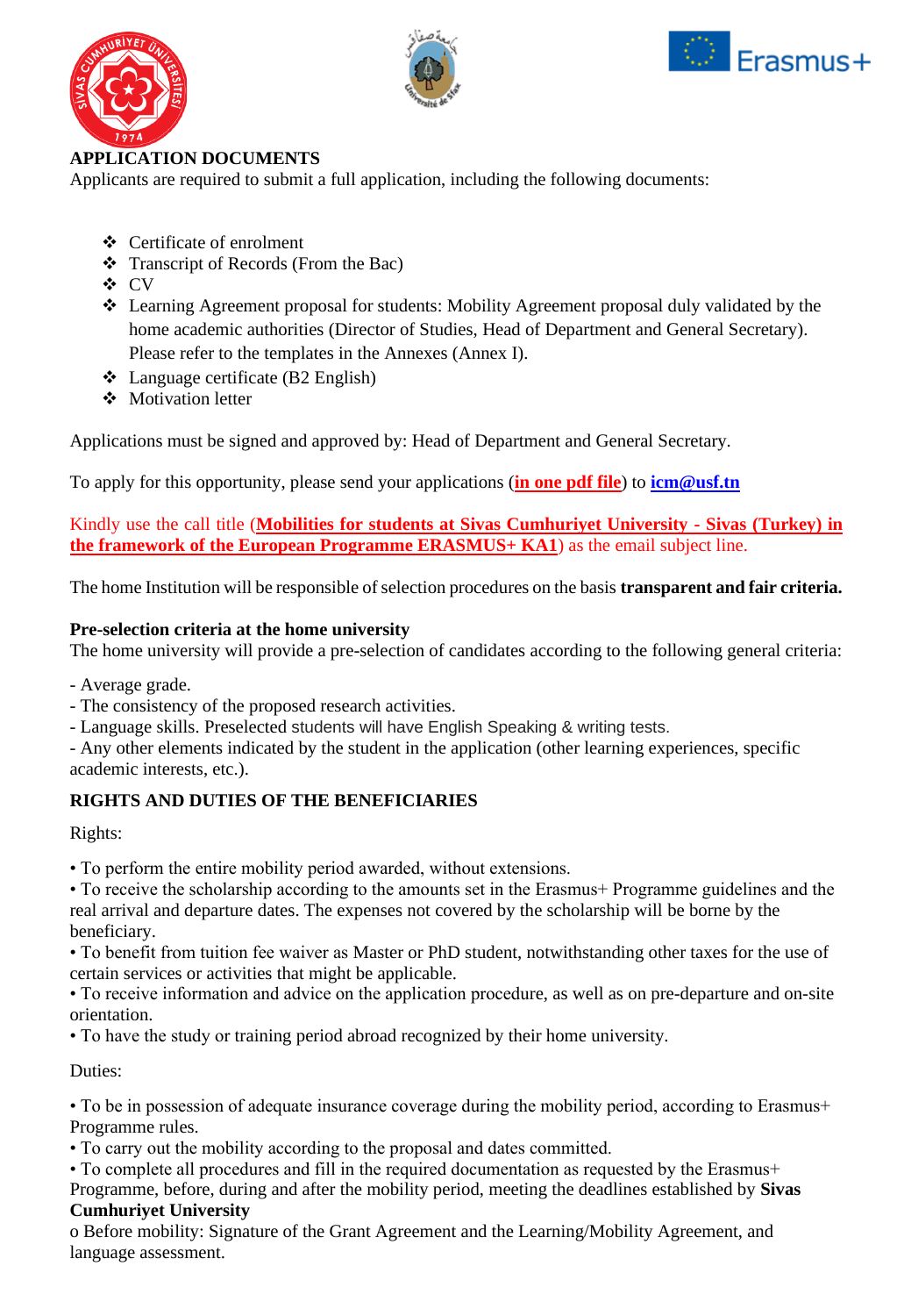## APPLICATION DOCUMENTS

Applicants are required to submit a full application, including the following documents:

- Certificate of enrolment
- Transcript of Records (From the Bac)
- CV
- Learning Agreement proposal for students: Mobility Agreement proposal duly validated by the home academic authorities (Director of Studies, Head of Department and General Secretary). Please refer to the templates in the Annexes (Annex I).
- Language certificate (B2 English)
- Motivation letter

Applications must be signed and approved by: Head of Department and General Secretary.

To apply for this opportunity, please send your applications (**in one pdf file**) to **icm@usf.tn**

Kindly use the call title (**Mobilities for students at Sivas Cumhuriyet University - Sivas (Turkey) in the framework of the European Programme ERASMUS+ KA1**) as the email subject line.

The home Institution will be responsible of selection procedures on the basis **transparent and fair criteria.**

**Pre-selection criteria at the home university**

The home university will provide a pre-selection of candidates according to the following general criteria:

- Average grade.
- The consistency of the proposed research activities.
- Language skills. Preselected students will have English Speaking & writing tests.
- Any other elements indicated by the student in the application (other learning experiences, specific academic interests, etc.).

## RIGHTS AND DUTIES OF THE BENEFICIARIES

Rights:

- To perform the entire mobility period awarded, without extensions.
- To receive the scholarship according to the amounts set in the Erasmus+ Programme guidelines and the real arrival and departure dates. The expenses not covered by the scholarship will be borne by the beneficiary.
- To benefit from tuition fee waiver as Master or PhD student, notwithstanding other taxes for the use of certain services or activities that might be applicable.
- To receive information and advice on the application procedure, as well as on pre-departure and on-site orientation.
- To have the study or training period abroad recognized by their home university.

Duties:

- To be in possession of adequate insurance coverage during the mobility period, according to Erasmus+ Programme rules.
- To carry out the mobility according to the proposal and dates committed.
- To complete all procedures and fill in the required documentation as requested by the Erasmus+ Programme, before, during and after the mobility period, meeting the deadlines established by **Sivas Cumhuriyet University**

o Before mobility: Signature of the Grant Agreement and the Learning/Mobility Agreement, and language assessment.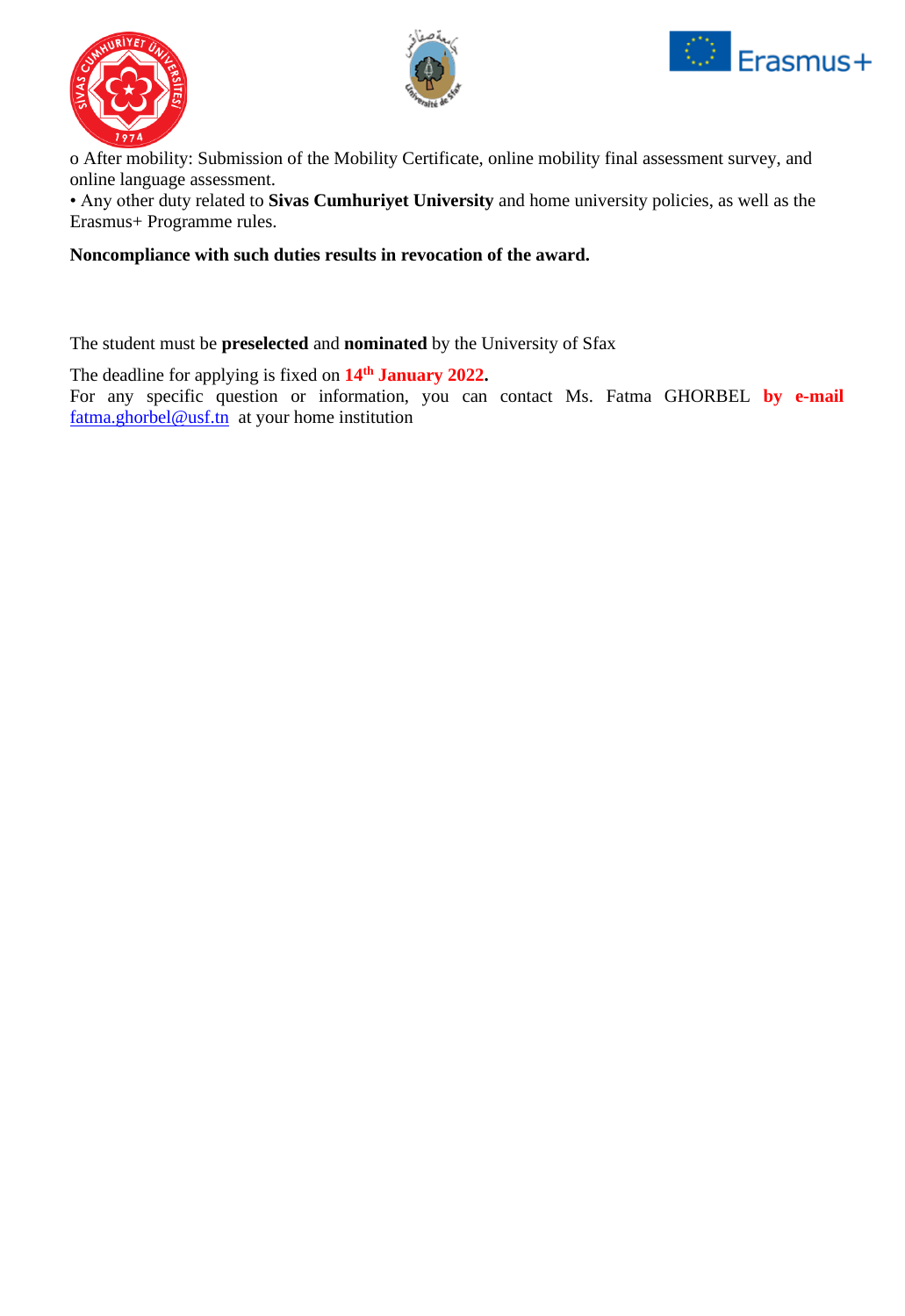o After mobility: Submission of the Mobility Certificate, online mobility final assessment survey, and online language assessment.

• Any other duty related to **Sivas Cumhuriyet University** and home university policies, as well as the Erasmus+ Programme rules.

**Noncompliance with such duties results in revocation of the award.**

The student must be **preselected** and **nominated** by the University of Sfax

The deadline for applying is fixed on **14th January 2022.**

For any specific question or information, you can contact Ms. Fatma GHORBEL **by e-mail** fatma.ghorbel@usf.tn at your home institution